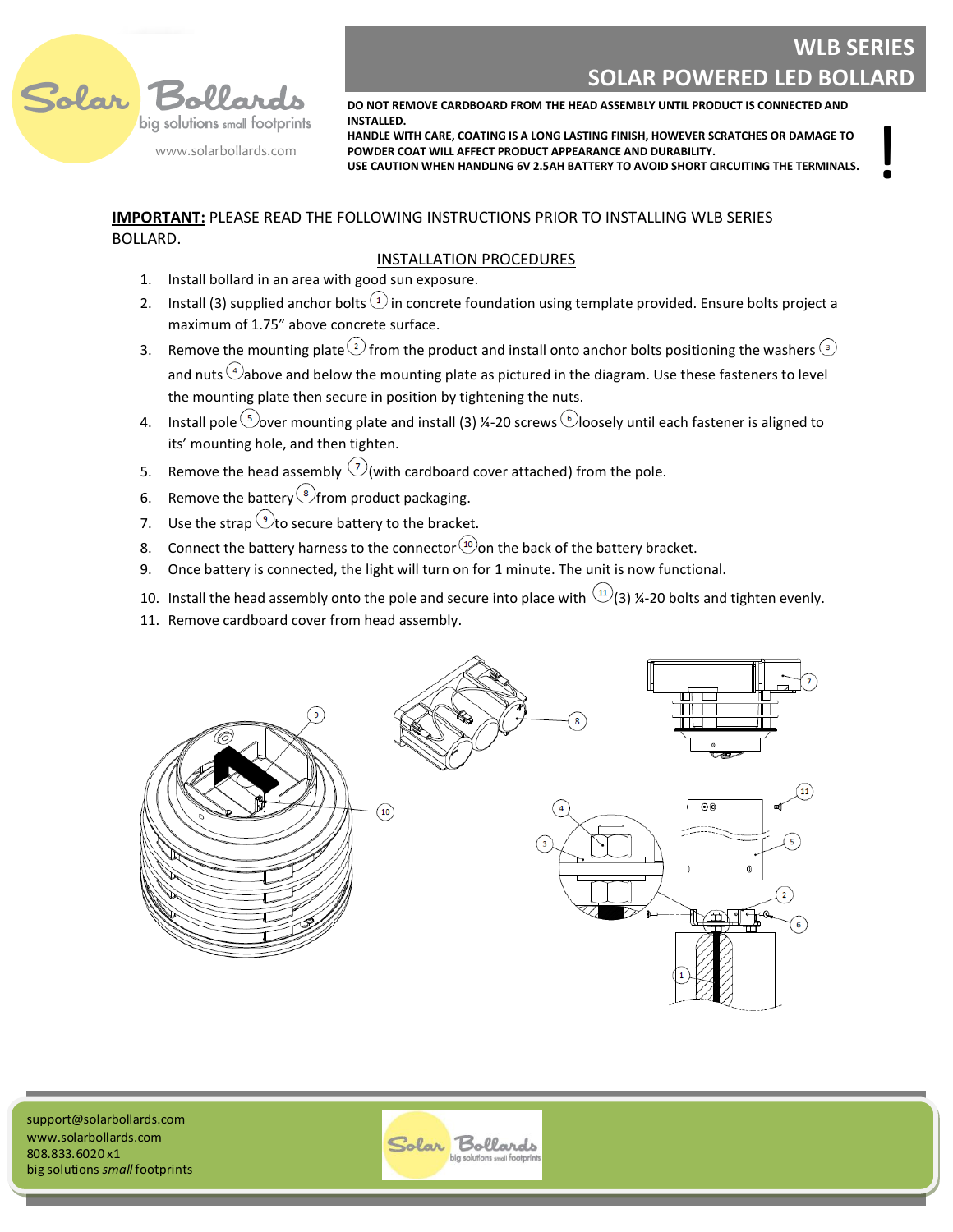Solar Bollards
big solutions small footprints
www.solarbollards.com

# WLB SERIES
# SOLAR POWERED LED BOLLARD

**DO NOT REMOVE CARDBOARD FROM THE HEAD ASSEMBLY UNTIL PRODUCT IS CONNECTED AND INSTALLED.**
**HANDLE WITH CARE, COATING IS A LONG LASTING FINISH, HOWEVER SCRATCHES OR DAMAGE TO POWDER COAT WILL AFFECT PRODUCT APPEARANCE AND DURABILITY.**
**USE CAUTION WHEN HANDLING 6V 2.5AH BATTERY TO AVOID SHORT CIRCUITING THE TERMINALS.**

**!**

<u>**IMPORTANT:**</u> PLEASE READ THE FOLLOWING INSTRUCTIONS PRIOR TO INSTALLING WLB SERIES BOLLARD.

## <u>INSTALLATION PROCEDURES</u>

1. Install bollard in an area with good sun exposure.
2. Install (3) supplied anchor bolts (1) in concrete foundation using template provided. Ensure bolts project a maximum of 1.75" above concrete surface.
3. Remove the mounting plate (2) from the product and install onto anchor bolts positioning the washers (3) and nuts (4) above and below the mounting plate as pictured in the diagram. Use these fasteners to level the mounting plate then secure in position by tightening the nuts.
4. Install pole (5) over mounting plate and install (3) ¼-20 screws (6) loosely until each fastener is aligned to its' mounting hole, and then tighten.
5. Remove the head assembly (7) (with cardboard cover attached) from the pole.
6. Remove the battery (8) from product packaging.
7. Use the strap (9) to secure battery to the bracket.
8. Connect the battery harness to the connector (10) on the back of the battery bracket.
9. Once battery is connected, the light will turn on for 1 minute. The unit is now functional.
10. Install the head assembly onto the pole and secure into place with (11) (3) ¼-20 bolts and tighten evenly.
11. Remove cardboard cover from head assembly.

support@solarbollards.com
www.solarbollards.com
808.833.6020 x1
big solutions *small* footprints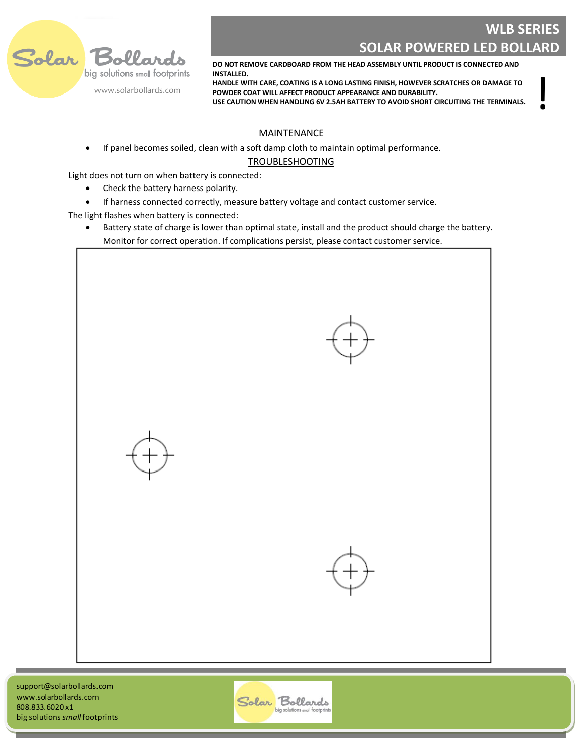# WLB SERIES
# SOLAR POWERED LED BOLLARD

**DO NOT REMOVE CARDBOARD FROM THE HEAD ASSEMBLY UNTIL PRODUCT IS CONNECTED AND INSTALLED.**
**HANDLE WITH CARE, COATING IS A LONG LASTING FINISH, HOWEVER SCRATCHES OR DAMAGE TO POWDER COAT WILL AFFECT PRODUCT APPEARANCE AND DURABILITY.**
**USE CAUTION WHEN HANDLING 6V 2.5AH BATTERY TO AVOID SHORT CIRCUITING THE TERMINALS.**

!

## MAINTENANCE

- If panel becomes soiled, clean with a soft damp cloth to maintain optimal performance.

## TROUBLESHOOTING

Light does not turn on when battery is connected:

- Check the battery harness polarity.
- If harness connected correctly, measure battery voltage and contact customer service.

The light flashes when battery is connected:

- Battery state of charge is lower than optimal state, install and the product should charge the battery. Monitor for correct operation. If complications persist, please contact customer service.

support@solarbollards.com
www.solarbollards.com
808.833.6020 x1
big solutions *small* footprints